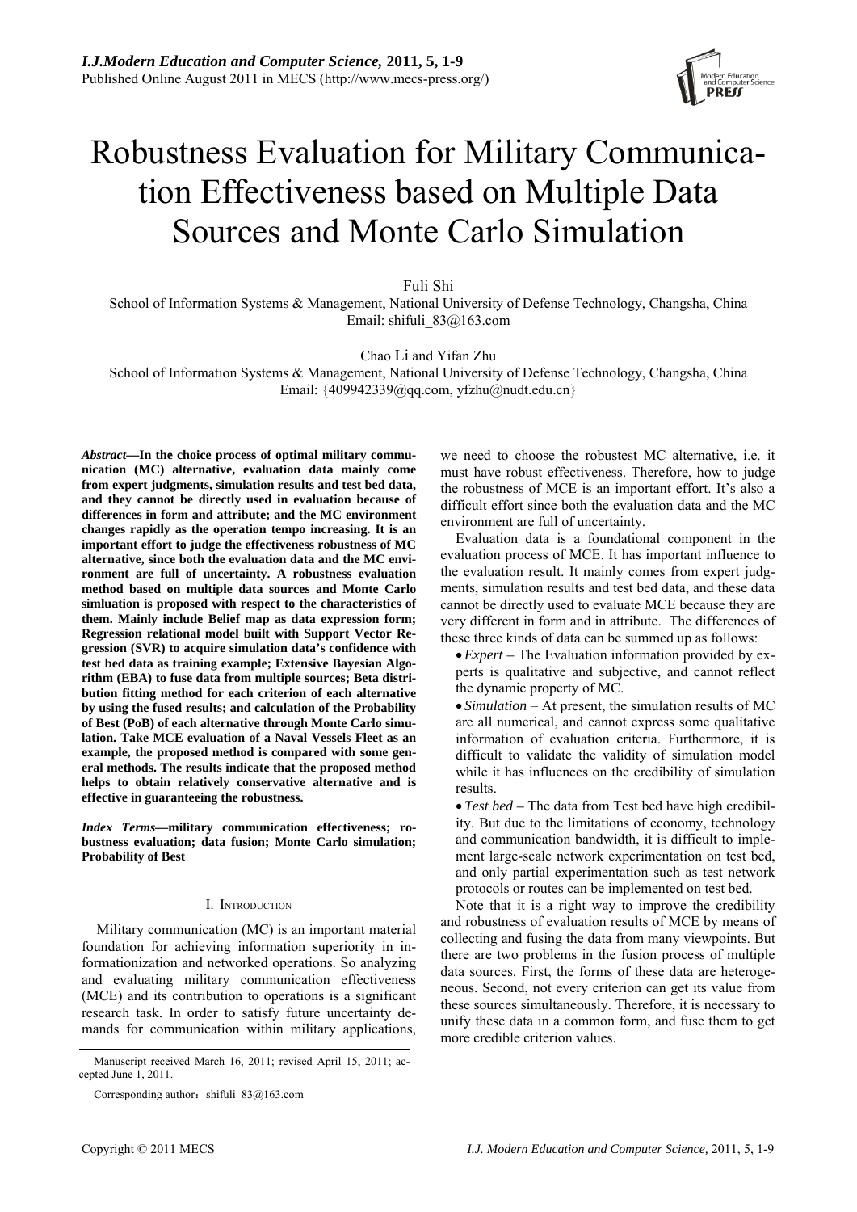# Robustness Evaluation for Military Communication Effectiveness based on Multiple Data Sources and Monte Carlo Simulation

Fuli Shi

School of Information Systems & Management, National University of Defense Technology, Changsha, China

Email: shifuli_83@163.com

Chao Li and Yifan Zhu

School of Information Systems & Management, National University of Defense Technology, Changsha, China

Email: {409942339@qq.com, yfzhu@nudt.edu.cn}

***Abstract*—In the choice process of optimal military communication (MC) alternative, evaluation data mainly come from expert judgments, simulation results and test bed data, and they cannot be directly used in evaluation because of differences in form and attribute; and the MC environment changes rapidly as the operation tempo increasing. It is an important effort to judge the effectiveness robustness of MC alternative, since both the evaluation data and the MC environment are full of uncertainty. A robustness evaluation method based on multiple data sources and Monte Carlo simluation is proposed with respect to the characteristics of them. Mainly include Belief map as data expression form; Regression relational model built with Support Vector Regression (SVR) to acquire simulation data's confidence with test bed data as training example; Extensive Bayesian Algorithm (EBA) to fuse data from multiple sources; Beta distribution fitting method for each criterion of each alternative by using the fused results; and calculation of the Probability of Best (PoB) of each alternative through Monte Carlo simulation. Take MCE evaluation of a Naval Vessels Fleet as an example, the proposed method is compared with some general methods. The results indicate that the proposed method helps to obtain relatively conservative alternative and is effective in guaranteeing the robustness.**

***Index Terms*—military communication effectiveness; robustness evaluation; data fusion; Monte Carlo simulation; Probability of Best**

## I. Introduction

Military communication (MC) is an important material foundation for achieving information superiority in informationization and networked operations. So analyzing and evaluating military communication effectiveness (MCE) and its contribution to operations is a significant research task. In order to satisfy future uncertainty demands for communication within military applications, we need to choose the robustest MC alternative, i.e. it must have robust effectiveness. Therefore, how to judge the robustness of MCE is an important effort. It's also a difficult effort since both the evaluation data and the MC environment are full of uncertainty.

Evaluation data is a foundational component in the evaluation process of MCE. It has important influence to the evaluation result. It mainly comes from expert judgments, simulation results and test bed data, and these data cannot be directly used to evaluate MCE because they are very different in form and in attribute. The differences of these three kinds of data can be summed up as follows:

- *Expert* – The Evaluation information provided by experts is qualitative and subjective, and cannot reflect the dynamic property of MC.
- *Simulation* – At present, the simulation results of MC are all numerical, and cannot express some qualitative information of evaluation criteria. Furthermore, it is difficult to validate the validity of simulation model while it has influences on the credibility of simulation results.
- *Test bed* – The data from Test bed have high credibility. But due to the limitations of economy, technology and communication bandwidth, it is difficult to implement large-scale network experimentation on test bed, and only partial experimentation such as test network protocols or routes can be implemented on test bed.

Note that it is a right way to improve the credibility and robustness of evaluation results of MCE by means of collecting and fusing the data from many viewpoints. But there are two problems in the fusion process of multiple data sources. First, the forms of these data are heterogeneous. Second, not every criterion can get its value from these sources simultaneously. Therefore, it is necessary to unify these data in a common form, and fuse them to get more credible criterion values.

Manuscript received March 16, 2011; revised April 15, 2011; accepted June 1, 2011.

Corresponding author：shifuli_83@163.com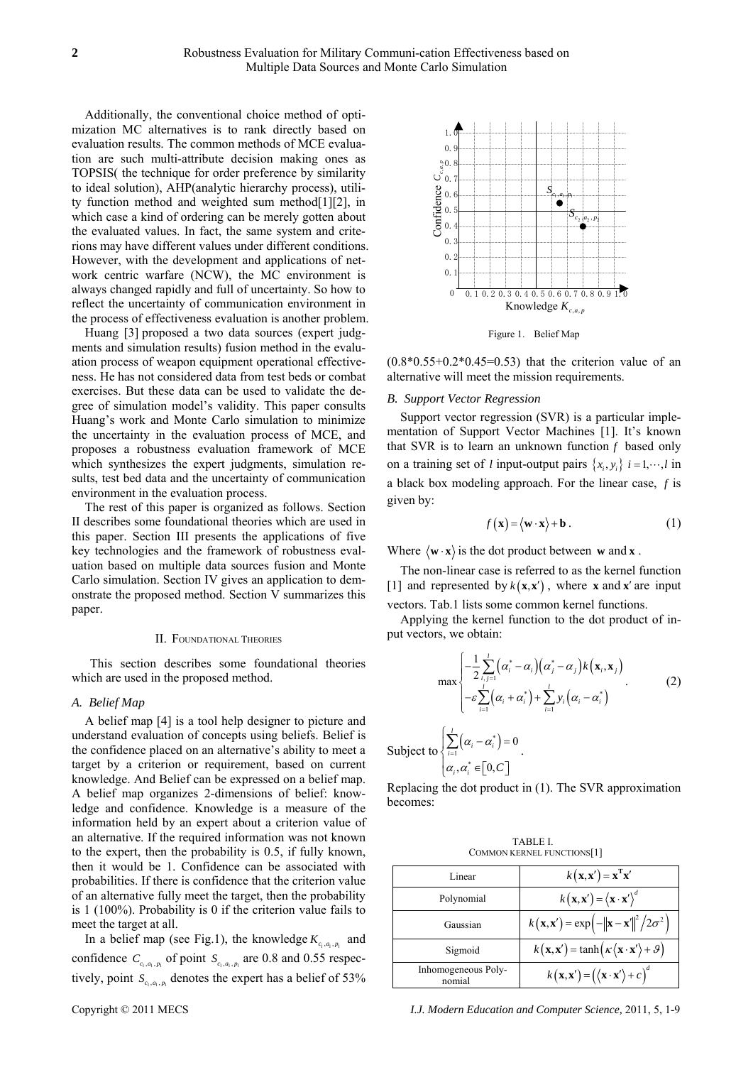Additionally, the conventional choice method of optimization MC alternatives is to rank directly based on evaluation results. The common methods of MCE evaluation are such multi-attribute decision making ones as TOPSIS( the technique for order preference by similarity to ideal solution), AHP(analytic hierarchy process), utility function method and weighted sum method[1][2], in which case a kind of ordering can be merely gotten about the evaluated values. In fact, the same system and criterions may have different values under different conditions. However, with the development and applications of network centric warfare (NCW), the MC environment is always changed rapidly and full of uncertainty. So how to reflect the uncertainty of communication environment in the process of effectiveness evaluation is another problem.

Huang [3] proposed a two data sources (expert judgments and simulation results) fusion method in the evaluation process of weapon equipment operational effectiveness. He has not considered data from test beds or combat exercises. But these data can be used to validate the degree of simulation model's validity. This paper consults Huang's work and Monte Carlo simulation to minimize the uncertainty in the evaluation process of MCE, and proposes a robustness evaluation framework of MCE which synthesizes the expert judgments, simulation results, test bed data and the uncertainty of communication environment in the evaluation process.

The rest of this paper is organized as follows. Section II describes some foundational theories which are used in this paper. Section III presents the applications of five key technologies and the framework of robustness evaluation based on multiple data sources fusion and Monte Carlo simulation. Section IV gives an application to demonstrate the proposed method. Section V summarizes this paper.

## II. Foundational Theories

This section describes some foundational theories which are used in the proposed method.

### A. Belief Map

A belief map [4] is a tool help designer to picture and understand evaluation of concepts using beliefs. Belief is the confidence placed on an alternative's ability to meet a target by a criterion or requirement, based on current knowledge. And Belief can be expressed on a belief map. A belief map organizes 2-dimensions of belief: knowledge and confidence. Knowledge is a measure of the information held by an expert about a criterion value of an alternative. If the required information was not known to the expert, then the probability is 0.5, if fully known, then it would be 1. Confidence can be associated with probabilities. If there is confidence that the criterion value of an alternative fully meet the target, then the probability is 1 (100%). Probability is 0 if the criterion value fails to meet the target at all.

In a belief map (see Fig.1), the knowledge $K_{c_1,a_1,p_1}$ and confidence $C_{c_1,a_1,p_1}$ of point $S_{c_1,a_1,p_1}$ are 0.8 and 0.55 respectively, point $S_{c_1,a_1,p_1}$ denotes the expert has a belief of 53% (0.8\*0.55+0.2\*0.45=0.53) that the criterion value of an alternative will meet the mission requirements.

Figure 1. Belief Map

### B. Support Vector Regression

Support vector regression (SVR) is a particular implementation of Support Vector Machines [1]. It's known that SVR is to learn an unknown function $f$ based only on a training set of $l$ input-output pairs $\{x_i, y_i\}$ $i=1,\cdots,l$ in a black box modeling approach. For the linear case, $f$ is given by:

$$f(\mathbf{x}) = \langle \mathbf{w} \cdot \mathbf{x} \rangle + \mathbf{b}. \tag{1}$$

Where $\langle \mathbf{w} \cdot \mathbf{x} \rangle$ is the dot product between $\mathbf{w}$ and $\mathbf{x}$.

The non-linear case is referred to as the kernel function [1] and represented by $k(\mathbf{x},\mathbf{x}')$, where $\mathbf{x}$ and $\mathbf{x}'$ are input vectors. Tab.1 lists some common kernel functions.

Applying the kernel function to the dot product of input vectors, we obtain:

$$\max \begin{cases} -\frac{1}{2}\sum_{i,j=1}^{l}\left(\alpha_i^* - \alpha_i\right)\left(\alpha_j^* - \alpha_j\right)k\left(\mathbf{x}_i,\mathbf{x}_j\right) \\ -\varepsilon\sum_{i=1}^{l}\left(\alpha_i + \alpha_i^*\right) + \sum_{i=1}^{l} y_i\left(\alpha_i - \alpha_i^*\right) \end{cases}. \tag{2}$$

Subject to $\begin{cases} \sum_{i=1}^{l}\left(\alpha_i - \alpha_i^*\right) = 0 \\ \alpha_i, \alpha_i^* \in [0, C] \end{cases}$.

Replacing the dot product in (1). The SVR approximation becomes:

TABLE I. Common Kernel Functions[1]

| Linear | $k(\mathbf{x},\mathbf{x}') = \mathbf{x}^{\mathbf{T}}\mathbf{x}'$ |
|---|---|
| Polynomial | $k(\mathbf{x},\mathbf{x}') = \langle \mathbf{x} \cdot \mathbf{x}' \rangle^d$ |
| Gaussian | $k(\mathbf{x},\mathbf{x}') = \exp\left(-\lVert\mathbf{x}-\mathbf{x}'\rVert^2 / 2\sigma^2\right)$ |
| Sigmoid | $k(\mathbf{x},\mathbf{x}') = \tanh\left(\kappa\langle \mathbf{x} \cdot \mathbf{x}' \rangle + \vartheta\right)$ |
| Inhomogeneous Polynomial | $k(\mathbf{x},\mathbf{x}') = \left(\langle \mathbf{x} \cdot \mathbf{x}' \rangle + c\right)^d$ |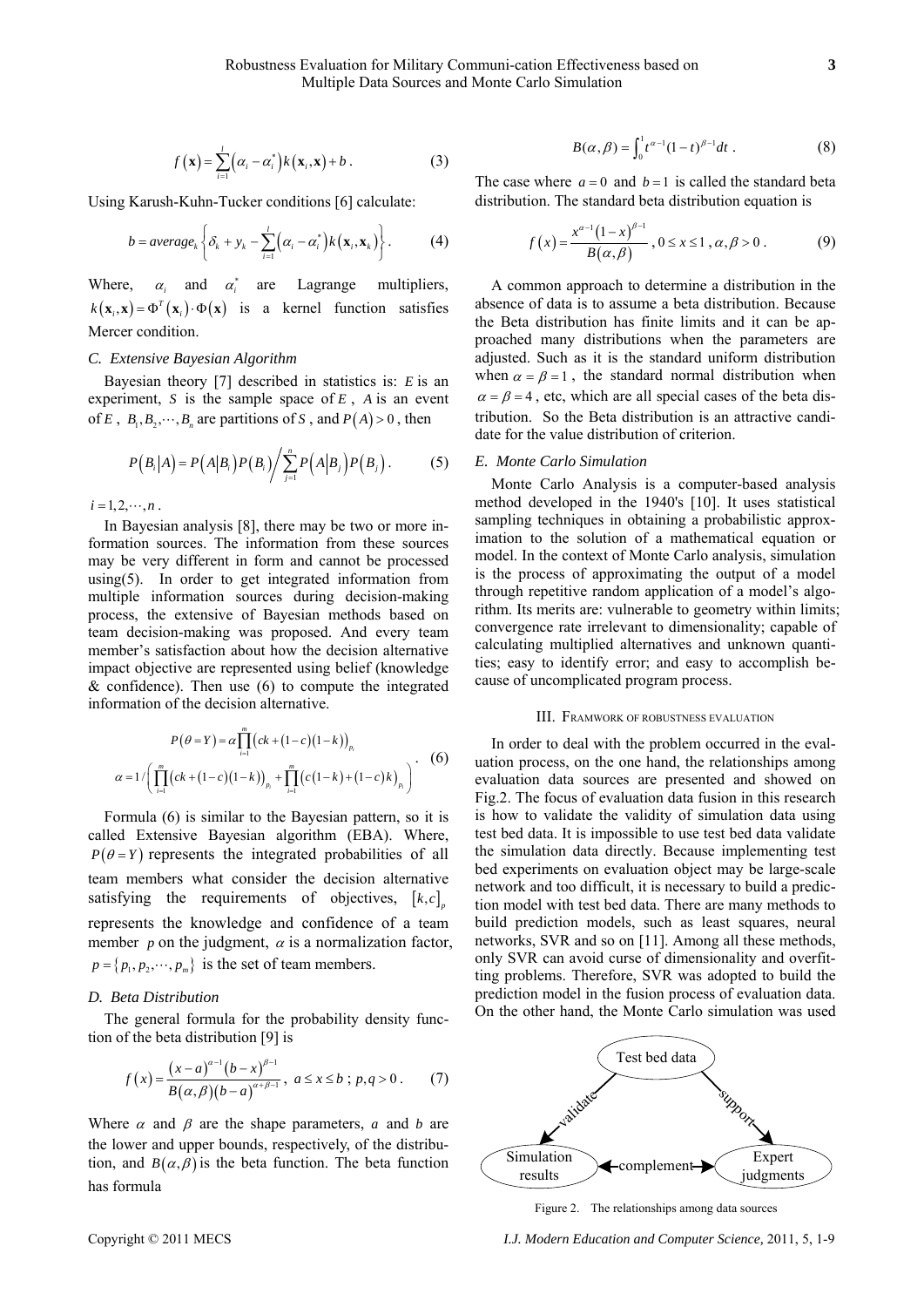$$f(\mathbf{x}) = \sum_{i=1}^{l} (\alpha_i - \alpha_i^*) k(\mathbf{x}_i, \mathbf{x}) + b . \tag{3}$$

Using Karush-Kuhn-Tucker conditions [6] calculate:

$$b = average_k \left\{ \delta_k + y_k - \sum_{i=1}^{l} (\alpha_i - \alpha_i^*) k(\mathbf{x}_i, \mathbf{x}_k) \right\} . \tag{4}$$

Where, $\alpha_i$ and $\alpha_i^*$ are Lagrange multipliers, $k(\mathbf{x}_i, \mathbf{x}) = \Phi^T(\mathbf{x}_i) \cdot \Phi(\mathbf{x})$ is a kernel function satisfies Mercer condition.

### C. Extensive Bayesian Algorithm

Bayesian theory [7] described in statistics is: $E$ is an experiment, $S$ is the sample space of $E$, $A$ is an event of $E$, $B_1, B_2, \cdots, B_n$ are partitions of $S$, and $P(A) > 0$, then

$$P(B_i | A) = P(A | B_i) P(B_i) \Big/ \sum_{j=1}^{n} P(A | B_j) P(B_j) . \tag{5}$$

$i = 1, 2, \cdots, n$.

In Bayesian analysis [8], there may be two or more information sources. The information from these sources may be very different in form and cannot be processed using(5). In order to get integrated information from multiple information sources during decision-making process, the extensive of Bayesian methods based on team decision-making was proposed. And every team member's satisfaction about how the decision alternative impact objective are represented using belief (knowledge & confidence). Then use (6) to compute the integrated information of the decision alternative.

$$\begin{gathered} P(\theta = Y) = \alpha \prod_{i=1}^{m} \big( ck + (1-c)(1-k) \big)_{p_i} \\ \alpha = 1 \Big/ \left( \prod_{i=1}^{m} \big( ck + (1-c)(1-k) \big)_{p_i} + \prod_{i=1}^{m} \big( c(1-k) + (1-c)k \big)_{p_i} \right) \end{gathered} . \tag{6}$$

Formula (6) is similar to the Bayesian pattern, so it is called Extensive Bayesian algorithm (EBA). Where, $P(\theta = Y)$ represents the integrated probabilities of all team members what consider the decision alternative satisfying the requirements of objectives, $[k, c]_p$ represents the knowledge and confidence of a team member $p$ on the judgment, $\alpha$ is a normalization factor, $p = \{p_1, p_2, \cdots, p_m\}$ is the set of team members.

### D. Beta Distribution

The general formula for the probability density function of the beta distribution [9] is

$$f(x) = \frac{(x-a)^{\alpha-1} (b-x)^{\beta-1}}{B(\alpha, \beta)(b-a)^{\alpha+\beta-1}}, \; a \le x \le b \; ; \; p, q > 0 . \tag{7}$$

Where $\alpha$ and $\beta$ are the shape parameters, $a$ and $b$ are the lower and upper bounds, respectively, of the distribution, and $B(\alpha, \beta)$ is the beta function. The beta function has formula

$$B(\alpha, \beta) = \int_0^1 t^{\alpha-1} (1-t)^{\beta-1} dt . \tag{8}$$

The case where $a = 0$ and $b = 1$ is called the standard beta distribution. The standard beta distribution equation is

$$f(x) = \frac{x^{\alpha-1} (1-x)^{\beta-1}}{B(\alpha, \beta)}, \; 0 \le x \le 1 , \; \alpha, \beta > 0 . \tag{9}$$

A common approach to determine a distribution in the absence of data is to assume a beta distribution. Because the Beta distribution has finite limits and it can be approached many distributions when the parameters are adjusted. Such as it is the standard uniform distribution when $\alpha = \beta = 1$, the standard normal distribution when $\alpha = \beta = 4$, etc, which are all special cases of the beta distribution. So the Beta distribution is an attractive candidate for the value distribution of criterion.

### E. Monte Carlo Simulation

Monte Carlo Analysis is a computer-based analysis method developed in the 1940's [10]. It uses statistical sampling techniques in obtaining a probabilistic approximation to the solution of a mathematical equation or model. In the context of Monte Carlo analysis, simulation is the process of approximating the output of a model through repetitive random application of a model's algorithm. Its merits are: vulnerable to geometry within limits; convergence rate irrelevant to dimensionality; capable of calculating multiplied alternatives and unknown quantities; easy to identify error; and easy to accomplish because of uncomplicated program process.

## III. FRAMWORK OF ROBUSTNESS EVALUATION

In order to deal with the problem occurred in the evaluation process, on the one hand, the relationships among evaluation data sources are presented and showed on Fig.2. The focus of evaluation data fusion in this research is how to validate the validity of simulation data using test bed data. It is impossible to use test bed data validate the simulation data directly. Because implementing test bed experiments on evaluation object may be large-scale network and too difficult, it is necessary to build a prediction model with test bed data. There are many methods to build prediction models, such as least squares, neural networks, SVR and so on [11]. Among all these methods, only SVR can avoid curse of dimensionality and overfitting problems. Therefore, SVR was adopted to build the prediction model in the fusion process of evaluation data. On the other hand, the Monte Carlo simulation was used

Test bed data — validate → Simulation results; Test bed data — support → Expert judgments; Simulation results ← complement → Expert judgments

Figure 2. The relationships among data sources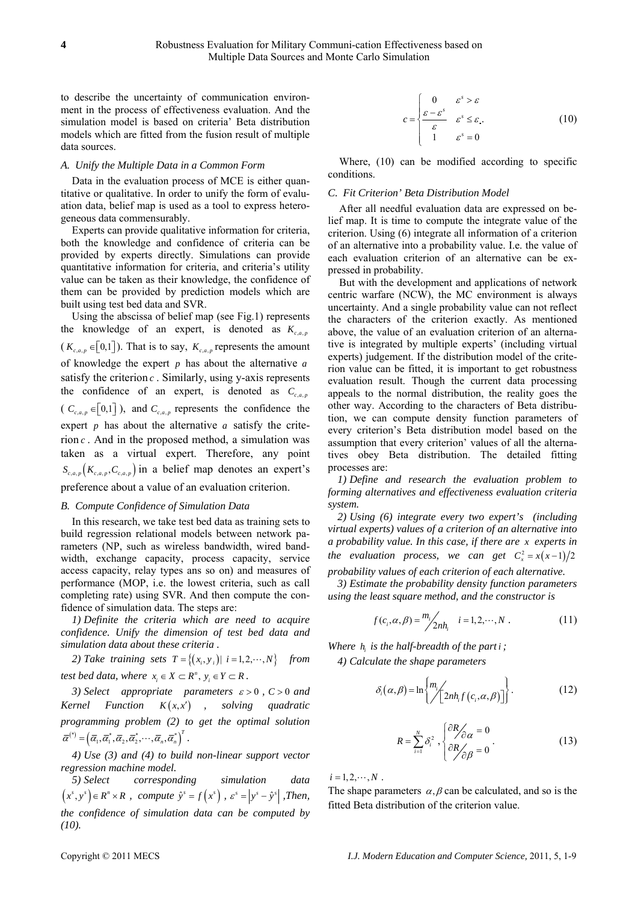to describe the uncertainty of communication environment in the process of effectiveness evaluation. And the simulation model is based on criteria' Beta distribution models which are fitted from the fusion result of multiple data sources.

### *A. Unify the Multiple Data in a Common Form*

Data in the evaluation process of MCE is either quantitative or qualitative. In order to unify the form of evaluation data, belief map is used as a tool to express heterogeneous data commensurably.

Experts can provide qualitative information for criteria, both the knowledge and confidence of criteria can be provided by experts directly. Simulations can provide quantitative information for criteria, and criteria's utility value can be taken as their knowledge, the confidence of them can be provided by prediction models which are built using test bed data and SVR.

Using the abscissa of belief map (see Fig.1) represents the knowledge of an expert, is denoted as $K_{c,a,p}$ ($K_{c,a,p} \in [0,1]$). That is to say, $K_{c,a,p}$ represents the amount of knowledge the expert $p$ has about the alternative $a$ satisfy the criterion $c$. Similarly, using y-axis represents the confidence of an expert, is denoted as $C_{c,a,p}$ ($C_{c,a,p} \in [0,1]$), and $C_{c,a,p}$ represents the confidence the expert $p$ has about the alternative $a$ satisfy the criterion $c$. And in the proposed method, a simulation was taken as a virtual expert. Therefore, any point $S_{c,a,p}(K_{c,a,p}, C_{c,a,p})$ in a belief map denotes an expert's preference about a value of an evaluation criterion.

### *B. Compute Confidence of Simulation Data*

In this research, we take test bed data as training sets to build regression relational models between network parameters (NP, such as wireless bandwidth, wired bandwidth, exchange capacity, process capacity, service access capacity, relay types ans so on) and measures of performance (MOP, i.e. the lowest criteria, such as call completing rate) using SVR. And then compute the confidence of simulation data. The steps are:

*1) Definite the criteria which are need to acquire confidence. Unify the dimension of test bed data and simulation data about these criteria .*

*2) Take training sets* $T = \{(x_i, y_i) | \ i = 1, 2, \cdots, N\}$ *from test bed data, where* $x_i \in X \subset R^n$, $y_i \in Y \subset R$.

*3) Select appropriate parameters* $\varepsilon > 0$, $C > 0$ *and Kernel Function* $K(x, x')$, *solving quadratic programming problem (2) to get the optimal solution* $\bar{\alpha}^{(*)} = (\bar{\alpha}_1, \bar{\alpha}_1^*, \bar{\alpha}_2, \bar{\alpha}_2^*, \cdots, \bar{\alpha}_n, \bar{\alpha}_n^*)^T$.

*4) Use (3) and (4) to build non-linear support vector regression machine model.*

*5) Select corresponding simulation data* $(x^s, y^s) \in R^n \times R$, *compute* $\hat{y}^s = f(x^s)$, $\varepsilon^s = |y^s - \hat{y}^s|$, *Then, the confidence of simulation data can be computed by (10).*

$$c = \begin{cases} 0 & \varepsilon^s > \varepsilon \\ \dfrac{\varepsilon - \varepsilon^s}{\varepsilon} & \varepsilon^s \le \varepsilon \\ 1 & \varepsilon^s = 0 \end{cases}. \tag{10}$$

Where, (10) can be modified according to specific conditions.

### *C. Fit Criterion' Beta Distribution Model*

After all needful evaluation data are expressed on belief map. It is time to compute the integrate value of the criterion. Using (6) integrate all information of a criterion of an alternative into a probability value. I.e. the value of each evaluation criterion of an alternative can be expressed in probability.

But with the development and applications of network centric warfare (NCW), the MC environment is always uncertainty. And a single probability value can not reflect the characters of the criterion exactly. As mentioned above, the value of an evaluation criterion of an alternative is integrated by multiple experts' (including virtual experts) judgement. If the distribution model of the criterion value can be fitted, it is important to get robustness evaluation result. Though the current data processing appeals to the normal distribution, the reality goes the other way. According to the characters of Beta distribution, we can compute density function parameters of every criterion's Beta distribution model based on the assumption that every criterion' values of all the alternatives obey Beta distribution. The detailed fitting processes are:

*1) Define and research the evaluation problem to forming alternatives and effectiveness evaluation criteria system.*

*2) Using (6) integrate every two expert's (including virtual experts) values of a criterion of an alternative into a probability value. In this case, if there are* $x$ *experts in the evaluation process, we can get* $C_x^2 = x(x-1)/2$ *probability values of each criterion of each alternative.*

*3) Estimate the probability density function parameters using the least square method, and the constructor is*

$$f(c_i, \alpha, \beta) = m_i \big/ 2nh_i \quad i = 1, 2, \cdots, N. \tag{11}$$

*Where* $h_i$ *is the half-breadth of the part* $i$;

*4) Calculate the shape parameters*

$$\delta_i(\alpha, \beta) = \ln\left\{ m_i \big/ \left[ 2nh_i f(c_i, \alpha, \beta) \right] \right\}. \tag{12}$$

$$R = \sum_{i=1}^{N} \delta_i^2, \begin{cases} \partial R / \partial \alpha = 0 \\ \partial R / \partial \beta = 0 \end{cases}. \tag{13}$$

$i = 1, 2, \cdots, N$.

The shape parameters $\alpha, \beta$ can be calculated, and so is the fitted Beta distribution of the criterion value.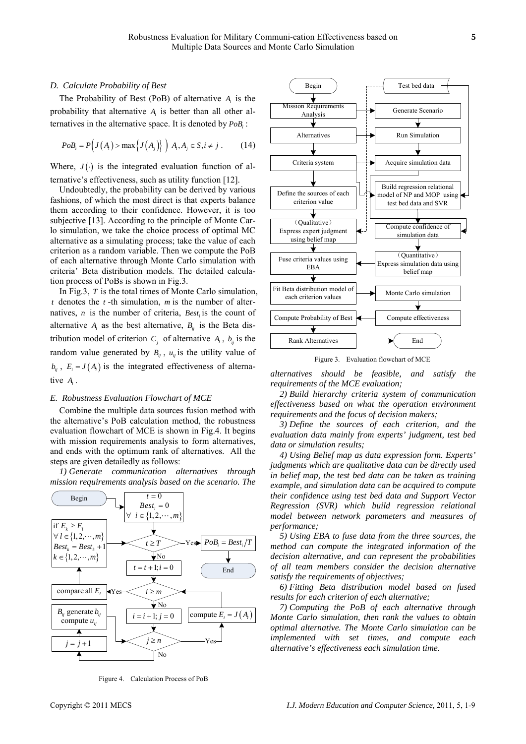### D. Calculate Probability of Best

The Probability of Best (PoB) of alternative $A_i$ is the probability that alternative $A_i$ is better than all other alternatives in the alternative space. It is denoted by $PoB_i$:

$$PoB_i = P\left(J\left(A_i\right) > \max\left\{J\left(A_j\right)\right\}\right) \; A_i, A_j \in S, i \neq j \; . \tag{14}$$

Where, $J(\cdot)$ is the integrated evaluation function of alternative's effectiveness, such as utility function [12].

Undoubtedly, the probability can be derived by various fashions, of which the most direct is that experts balance them according to their confidence. However, it is too subjective [13]. According to the principle of Monte Carlo simulation, we take the choice process of optimal MC alternative as a simulating process; take the value of each criterion as a random variable. Then we compute the PoB of each alternative through Monte Carlo simulation with criteria' Beta distribution models. The detailed calculation process of PoBs is shown in Fig.3.

In Fig.3, $T$ is the total times of Monte Carlo simulation, $t$ denotes the $t$-th simulation, $m$ is the number of alternatives, $n$ is the number of criteria, $Best_i$ is the count of alternative $A_i$ as the best alternative, $B_{ij}$ is the Beta distribution model of criterion $C_j$ of alternative $A_i$, $b_{ij}$ is the random value generated by $B_{ij}$, $u_{ij}$ is the utility value of $b_{ij}$, $E_i = J\left(A_i\right)$ is the integrated effectiveness of alternative $A_i$.

### E. Robustness Evaluation Flowchart of MCE

Combine the multiple data sources fusion method with the alternative's PoB calculation method, the robustness evaluation flowchart of MCE is shown in Fig.4. It begins with mission requirements analysis to form alternatives, and ends with the optimum rank of alternatives. All the steps are given detailedly as follows:

*1) Generate communication alternatives through mission requirements analysis based on the scenario. The alternatives should be feasible, and satisfy the requirements of the MCE evaluation;*

Figure 4. Calculation Process of PoB

Figure 3. Evaluation flowchart of MCE

*2) Build hierarchy criteria system of communication effectiveness based on what the operation environment requirements and the focus of decision makers;*

*3) Define the sources of each criterion, and the evaluation data mainly from experts' judgment, test bed data or simulation results;*

*4) Using Belief map as data expression form. Experts' judgments which are qualitative data can be directly used in belief map, the test bed data can be taken as training example, and simulation data can be acquired to compute their confidence using test bed data and Support Vector Regression (SVR) which build regression relational model between network parameters and measures of performance;*

*5) Using EBA to fuse data from the three sources, the method can compute the integrated information of the decision alternative, and can represent the probabilities of all team members consider the decision alternative satisfy the requirements of objectives;*

*6) Fitting Beta distribution model based on fused results for each criterion of each alternative;*

*7) Computing the PoB of each alternative through Monte Carlo simulation, then rank the values to obtain optimal alternative. The Monte Carlo simulation can be implemented with set times, and compute each alternative's effectiveness each simulation time.*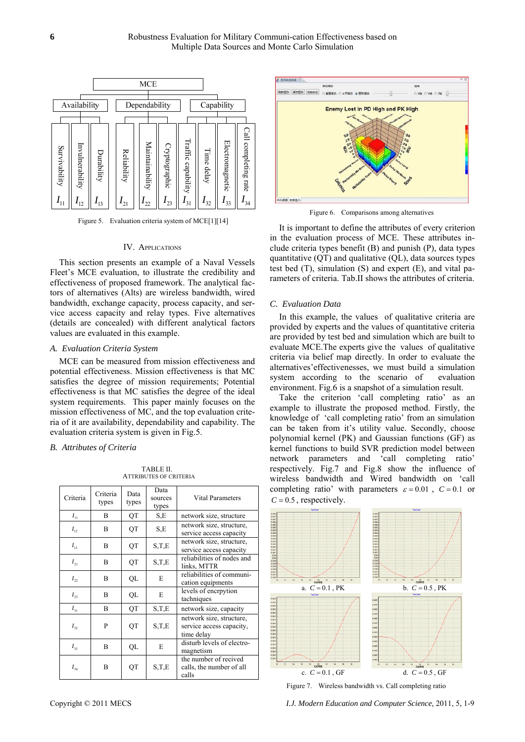Figure 5. Evaluation criteria system of MCE[1][14]

## IV. Applications

This section presents an example of a Naval Vessels Fleet's MCE evaluation, to illustrate the credibility and effectiveness of proposed framework. The analytical factors of alternatives (Alts) are wireless bandwidth, wired bandwidth, exchange capacity, process capacity, and service access capacity and relay types. Five alternatives (details are concealed) with different analytical factors values are evaluated in this example.

### A. Evaluation Criteria System

MCE can be measured from mission effectiveness and potential effectiveness. Mission effectiveness is that MC satisfies the degree of mission requirements; Potential effectiveness is that MC satisfies the degree of the ideal system requirements. This paper mainly focuses on the mission effectiveness of MC, and the top evaluation criteria of it are availability, dependability and capability. The evaluation criteria system is given in Fig.5.

### B. Attributes of Criteria

TABLE II.
ATTRIBUTES OF CRITERIA

| Criteria | Criteria types | Data types | Data sources types | Vital Parameters |
|---|---|---|---|---|
| $I_{11}$ | B | QT | S,E | network size, structure |
| $I_{12}$ | B | QT | S,E | network size, structure, service access capacity |
| $I_{13}$ | B | QT | S,T,E | network size, structure, service access capacity |
| $I_{21}$ | B | QT | S,T,E | reliabilities of nodes and links, MTTR |
| $I_{22}$ | B | QL | E | reliabilities of communication equipments |
| $I_{23}$ | B | QL | E | levels of encrpytion tachniques |
| $I_{31}$ | B | QT | S,T,E | network size, capacity |
| $I_{32}$ | P | QT | S,T,E | network size, structure, service access capacity, time delay |
| $I_{33}$ | B | QL | E | disturb levels of electromagnetism |
| $I_{34}$ | B | QT | S,T,E | the number of recived calls, the number of all calls |

Figure 6. Comparisons among alternatives

It is important to define the attributes of every criterion in the evaluation process of MCE. These attributes include criteria types benefit (B) and punish (P), data types quantitative (QT) and qualitative (QL), data sources types test bed (T), simulation (S) and expert (E), and vital parameters of criteria. Tab.II shows the attributes of criteria.

### C. Evaluation Data

In this example, the values of qualitative criteria are provided by experts and the values of quantitative criteria are provided by test bed and simulation which are built to evaluate MCE.The experts give the values of qualitative criteria via belief map directly. In order to evaluate the alternatives'effectivenesses, we must build a simulation system according to the scenario of evaluation environment. Fig.6 is a snapshot of a simulation result.

Take the criterion 'call completing ratio' as an example to illustrate the proposed method. Firstly, the knowledge of 'call completing ratio' from an simulation can be taken from it's utility value. Secondly, choose polynomial kernel (PK) and Gaussian functions (GF) as kernel functions to build SVR prediction model between network parameters and 'call completing ratio' respectively. Fig.7 and Fig.8 show the influence of wireless bandwidth and Wired bandwidth on 'call completing ratio' with parameters $\varepsilon = 0.01$, $C = 0.1$ or $C = 0.5$, respectively.

a. $C = 0.1$, PK b. $C = 0.5$, PK

c. $C = 0.1$, GF d. $C = 0.5$, GF

Figure 7. Wireless bandwidth vs. Call completing ratio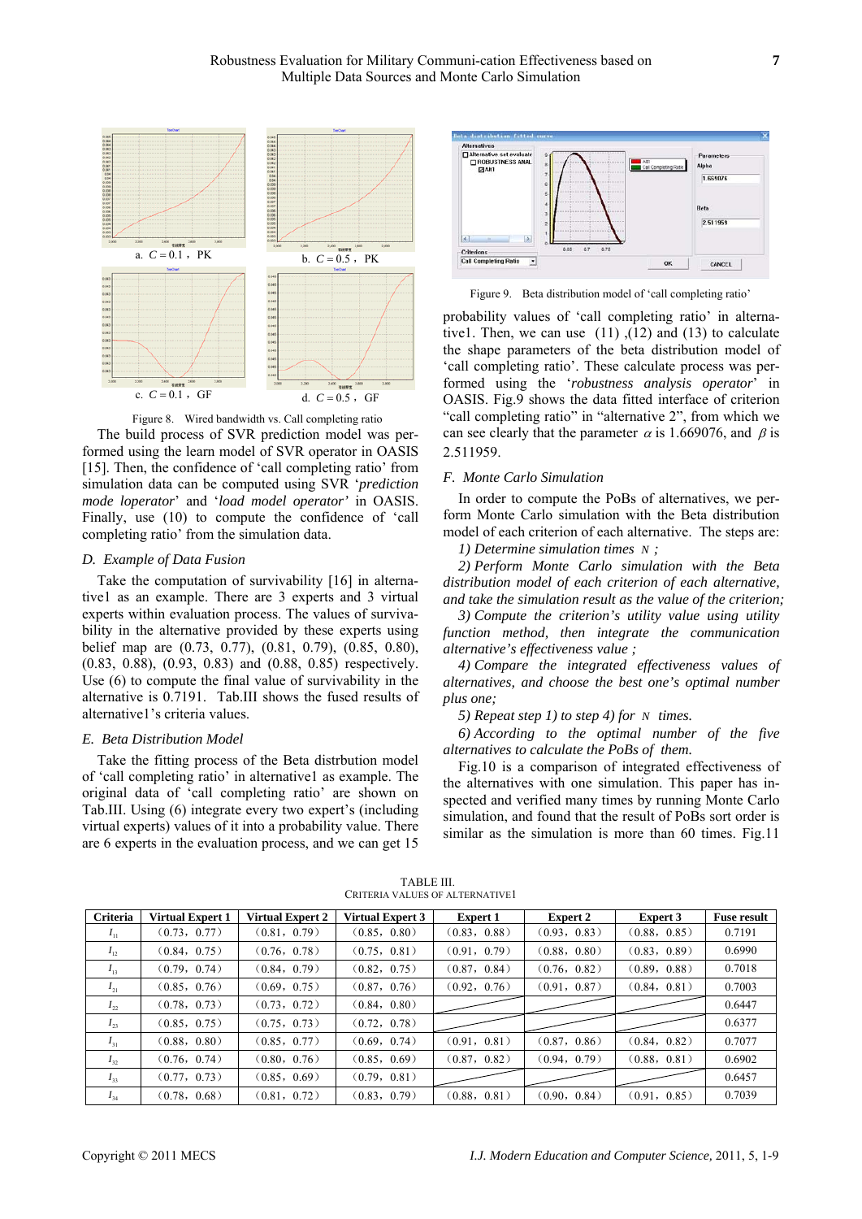a. $C=0.1$， PK

b. $C=0.5$， PK

c. $C=0.1$， GF

d. $C=0.5$， GF

Figure 8. Wired bandwidth vs. Call completing ratio

The build process of SVR prediction model was performed using the learn model of SVR operator in OASIS [15]. Then, the confidence of 'call completing ratio' from simulation data can be computed using SVR '*prediction mode loperator*' and '*load model operator'* in OASIS. Finally, use (10) to compute the confidence of 'call completing ratio' from the simulation data.

## D. Example of Data Fusion

Take the computation of survivability [16] in alternative1 as an example. There are 3 experts and 3 virtual experts within evaluation process. The values of survivability in the alternative provided by these experts using belief map are (0.73, 0.77), (0.81, 0.79), (0.85, 0.80), (0.83, 0.88), (0.93, 0.83) and (0.88, 0.85) respectively. Use (6) to compute the final value of survivability in the alternative is 0.7191. Tab.III shows the fused results of alternative1's criteria values.

## E. Beta Distribution Model

Take the fitting process of the Beta distrbution model of 'call completing ratio' in alternative1 as example. The original data of 'call completing ratio' are shown on Tab.III. Using (6) integrate every two expert's (including virtual experts) values of it into a probability value. There are 6 experts in the evaluation process, and we can get 15 probability values of 'call completing ratio' in alternative1. Then, we can use (11) ,(12) and (13) to calculate the shape parameters of the beta distribution model of 'call completing ratio'. These calculate process was performed using the '*robustness analysis operator*' in OASIS. Fig.9 shows the data fitted interface of criterion "call completing ratio" in "alternative 2", from which we can see clearly that the parameter $\alpha$ is 1.669076, and $\beta$ is 2.511959.

Figure 9. Beta distribution model of 'call completing ratio'

## F. Monte Carlo Simulation

In order to compute the PoBs of alternatives, we perform Monte Carlo simulation with the Beta distribution model of each criterion of each alternative. The steps are:

*1) Determine simulation times* $N$ *;*

*2) Perform Monte Carlo simulation with the Beta distribution model of each criterion of each alternative, and take the simulation result as the value of the criterion;*

*3) Compute the criterion's utility value using utility function method, then integrate the communication alternative's effectiveness value ;*

*4) Compare the integrated effectiveness values of alternatives, and choose the best one's optimal number plus one;*

*5) Repeat step 1) to step 4) for* $N$ *times.*

*6) According to the optimal number of the five alternatives to calculate the PoBs of them.*

Fig.10 is a comparison of integrated effectiveness of the alternatives with one simulation. This paper has inspected and verified many times by running Monte Carlo simulation, and found that the result of PoBs sort order is similar as the simulation is more than 60 times. Fig.11

TABLE III.
CRITERIA VALUES OF ALTERNATIVE1

| Criteria | Virtual Expert 1 | Virtual Expert 2 | Virtual Expert 3 | Expert 1 | Expert 2 | Expert 3 | Fuse result |
|---|---|---|---|---|---|---|---|
| $I_{11}$ | (0.73，0.77) | (0.81，0.79) | (0.85，0.80) | (0.83，0.88) | (0.93，0.83) | (0.88，0.85) | 0.7191 |
| $I_{12}$ | (0.84，0.75) | (0.76，0.78) | (0.75，0.81) | (0.91，0.79) | (0.88，0.80) | (0.83，0.89) | 0.6990 |
| $I_{13}$ | (0.79，0.74) | (0.84，0.79) | (0.82，0.75) | (0.87，0.84) | (0.76，0.82) | (0.89，0.88) | 0.7018 |
| $I_{21}$ | (0.85，0.76) | (0.69，0.75) | (0.87，0.76) | (0.92，0.76) | (0.91，0.87) | (0.84，0.81) | 0.7003 |
| $I_{22}$ | (0.78，0.73) | (0.73，0.72) | (0.84，0.80) | | | | 0.6447 |
| $I_{23}$ | (0.85，0.75) | (0.75，0.73) | (0.72，0.78) | | | | 0.6377 |
| $I_{31}$ | (0.88，0.80) | (0.85，0.77) | (0.69，0.74) | (0.91，0.81) | (0.87，0.86) | (0.84，0.82) | 0.7077 |
| $I_{32}$ | (0.76，0.74) | (0.80，0.76) | (0.85，0.69) | (0.87，0.82) | (0.94，0.79) | (0.88，0.81) | 0.6902 |
| $I_{33}$ | (0.77，0.73) | (0.85，0.69) | (0.79，0.81) | | | | 0.6457 |
| $I_{34}$ | (0.78，0.68) | (0.81，0.72) | (0.83，0.79) | (0.88，0.81) | (0.90，0.84) | (0.91，0.85) | 0.7039 |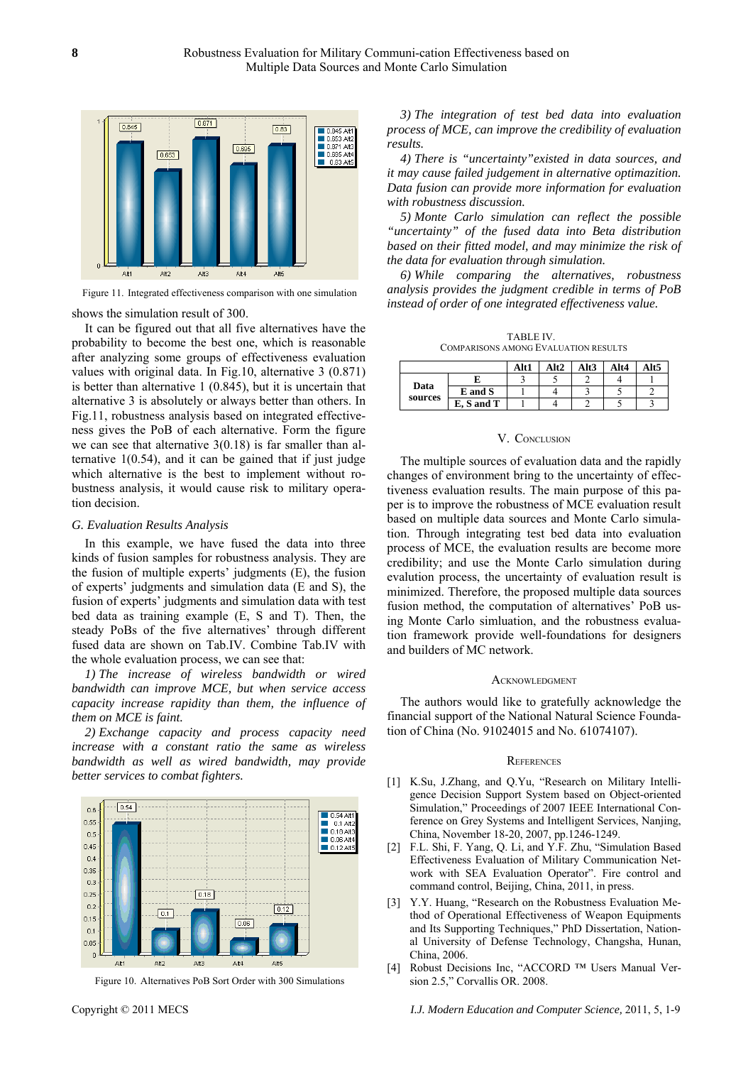Figure 11. Integrated effectiveness comparison with one simulation

shows the simulation result of 300.

It can be figured out that all five alternatives have the probability to become the best one, which is reasonable after analyzing some groups of effectiveness evaluation values with original data. In Fig.10, alternative 3 (0.871) is better than alternative 1 (0.845), but it is uncertain that alternative 3 is absolutely or always better than others. In Fig.11, robustness analysis based on integrated effectiveness gives the PoB of each alternative. Form the figure we can see that alternative 3(0.18) is far smaller than alternative 1(0.54), and it can be gained that if just judge which alternative is the best to implement without robustness analysis, it would cause risk to military operation decision.

### G. Evaluation Results Analysis

In this example, we have fused the data into three kinds of fusion samples for robustness analysis. They are the fusion of multiple experts' judgments (E), the fusion of experts' judgments and simulation data (E and S), the fusion of experts' judgments and simulation data with test bed data as training example (E, S and T). Then, the steady PoBs of the five alternatives' through different fused data are shown on Tab.IV. Combine Tab.IV with the whole evaluation process, we can see that:

*1) The increase of wireless bandwidth or wired bandwidth can improve MCE, but when service access capacity increase rapidity than them, the influence of them on MCE is faint.*

*2) Exchange capacity and process capacity need increase with a constant ratio the same as wireless bandwidth as well as wired bandwidth, may provide better services to combat fighters.*

Figure 10. Alternatives PoB Sort Order with 300 Simulations

*3) The integration of test bed data into evaluation process of MCE, can improve the credibility of evaluation results.*

*4) There is "uncertainty"existed in data sources, and it may cause failed judgement in alternative optimazition. Data fusion can provide more information for evaluation with robustness discussion.*

*5) Monte Carlo simulation can reflect the possible "uncertainty" of the fused data into Beta distribution based on their fitted model, and may minimize the risk of the data for evaluation through simulation.*

*6) While comparing the alternatives, robustness analysis provides the judgment credible in terms of PoB instead of order of one integrated effectiveness value.*

TABLE IV.
COMPARISONS AMONG EVALUATION RESULTS

| | | Alt1 | Alt2 | Alt3 | Alt4 | Alt5 |
|---|---|---|---|---|---|---|
| Data sources | E | 3 | 5 | 2 | 4 | 1 |
| | E and S | 1 | 4 | 3 | 5 | 2 |
| | E, S and T | 1 | 4 | 2 | 5 | 3 |

## V. Conclusion

The multiple sources of evaluation data and the rapidly changes of environment bring to the uncertainty of effectiveness evaluation results. The main purpose of this paper is to improve the robustness of MCE evaluation result based on multiple data sources and Monte Carlo simulation. Through integrating test bed data into evaluation process of MCE, the evaluation results are become more credibility; and use the Monte Carlo simulation during evalution process, the uncertainty of evaluation result is minimized. Therefore, the proposed multiple data sources fusion method, the computation of alternatives' PoB using Monte Carlo simluation, and the robustness evaluation framework provide well-foundations for designers and builders of MC network.

## Acknowledgment

The authors would like to gratefully acknowledge the financial support of the National Natural Science Foundation of China (No. 91024015 and No. 61074107).

## References

[1] K.Su, J.Zhang, and Q.Yu, "Research on Military Intelligence Decision Support System based on Object-oriented Simulation," Proceedings of 2007 IEEE International Conference on Grey Systems and Intelligent Services, Nanjing, China, November 18-20, 2007, pp.1246-1249.

[2] F.L. Shi, F. Yang, Q. Li, and Y.F. Zhu, "Simulation Based Effectiveness Evaluation of Military Communication Network with SEA Evaluation Operator". Fire control and command control, Beijing, China, 2011, in press.

[3] Y.Y. Huang, "Research on the Robustness Evaluation Method of Operational Effectiveness of Weapon Equipments and Its Supporting Techniques," PhD Dissertation, National University of Defense Technology, Changsha, Hunan, China, 2006.

[4] Robust Decisions Inc, "ACCORD ™ Users Manual Version 2.5," Corvallis OR. 2008.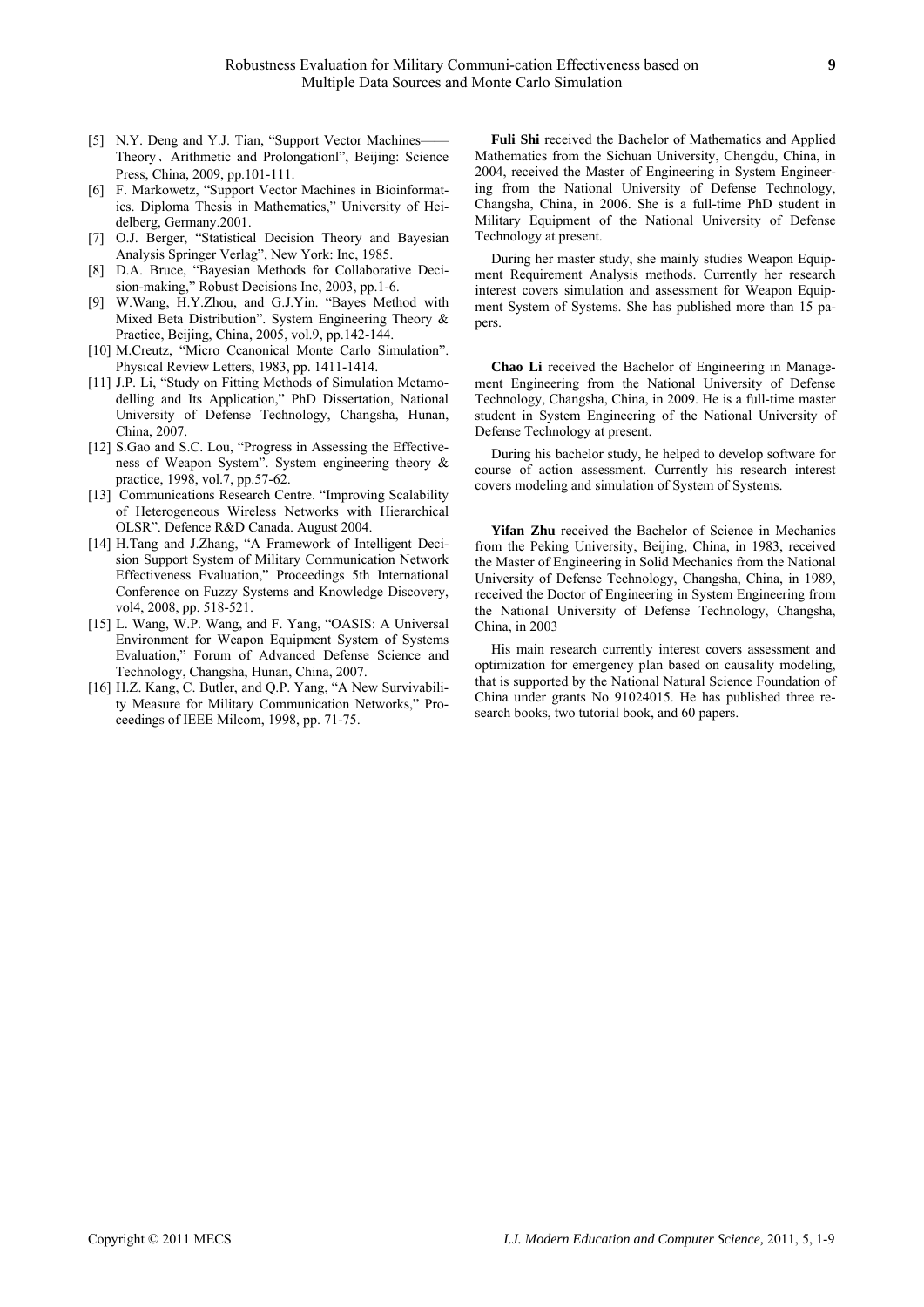[5] N.Y. Deng and Y.J. Tian, "Support Vector Machines——Theory、Arithmetic and Prolongationl", Beijing: Science Press, China, 2009, pp.101-111.

[6] F. Markowetz, "Support Vector Machines in Bioinformatics. Diploma Thesis in Mathematics," University of Heidelberg, Germany.2001.

[7] O.J. Berger, "Statistical Decision Theory and Bayesian Analysis Springer Verlag", New York: Inc, 1985.

[8] D.A. Bruce, "Bayesian Methods for Collaborative Decision-making," Robust Decisions Inc, 2003, pp.1-6.

[9] W.Wang, H.Y.Zhou, and G.J.Yin. "Bayes Method with Mixed Beta Distribution". System Engineering Theory & Practice, Beijing, China, 2005, vol.9, pp.142-144.

[10] M.Creutz, "Micro Ccanonical Monte Carlo Simulation". Physical Review Letters, 1983, pp. 1411-1414.

[11] J.P. Li, "Study on Fitting Methods of Simulation Metamodelling and Its Application," PhD Dissertation, National University of Defense Technology, Changsha, Hunan, China, 2007.

[12] S.Gao and S.C. Lou, "Progress in Assessing the Effectiveness of Weapon System". System engineering theory & practice, 1998, vol.7, pp.57-62.

[13] Communications Research Centre. "Improving Scalability of Heterogeneous Wireless Networks with Hierarchical OLSR". Defence R&D Canada. August 2004.

[14] H.Tang and J.Zhang, "A Framework of Intelligent Decision Support System of Military Communication Network Effectiveness Evaluation," Proceedings 5th International Conference on Fuzzy Systems and Knowledge Discovery, vol4, 2008, pp. 518-521.

[15] L. Wang, W.P. Wang, and F. Yang, "OASIS: A Universal Environment for Weapon Equipment System of Systems Evaluation," Forum of Advanced Defense Science and Technology, Changsha, Hunan, China, 2007.

[16] H.Z. Kang, C. Butler, and Q.P. Yang, "A New Survivability Measure for Military Communication Networks," Proceedings of IEEE Milcom, 1998, pp. 71-75.

**Fuli Shi** received the Bachelor of Mathematics and Applied Mathematics from the Sichuan University, Chengdu, China, in 2004, received the Master of Engineering in System Engineering from the National University of Defense Technology, Changsha, China, in 2006. She is a full-time PhD student in Military Equipment of the National University of Defense Technology at present.

During her master study, she mainly studies Weapon Equipment Requirement Analysis methods. Currently her research interest covers simulation and assessment for Weapon Equipment System of Systems. She has published more than 15 papers.

**Chao Li** received the Bachelor of Engineering in Management Engineering from the National University of Defense Technology, Changsha, China, in 2009. He is a full-time master student in System Engineering of the National University of Defense Technology at present.

During his bachelor study, he helped to develop software for course of action assessment. Currently his research interest covers modeling and simulation of System of Systems.

**Yifan Zhu** received the Bachelor of Science in Mechanics from the Peking University, Beijing, China, in 1983, received the Master of Engineering in Solid Mechanics from the National University of Defense Technology, Changsha, China, in 1989, received the Doctor of Engineering in System Engineering from the National University of Defense Technology, Changsha, China, in 2003

His main research currently interest covers assessment and optimization for emergency plan based on causality modeling, that is supported by the National Natural Science Foundation of China under grants No 91024015. He has published three research books, two tutorial book, and 60 papers.